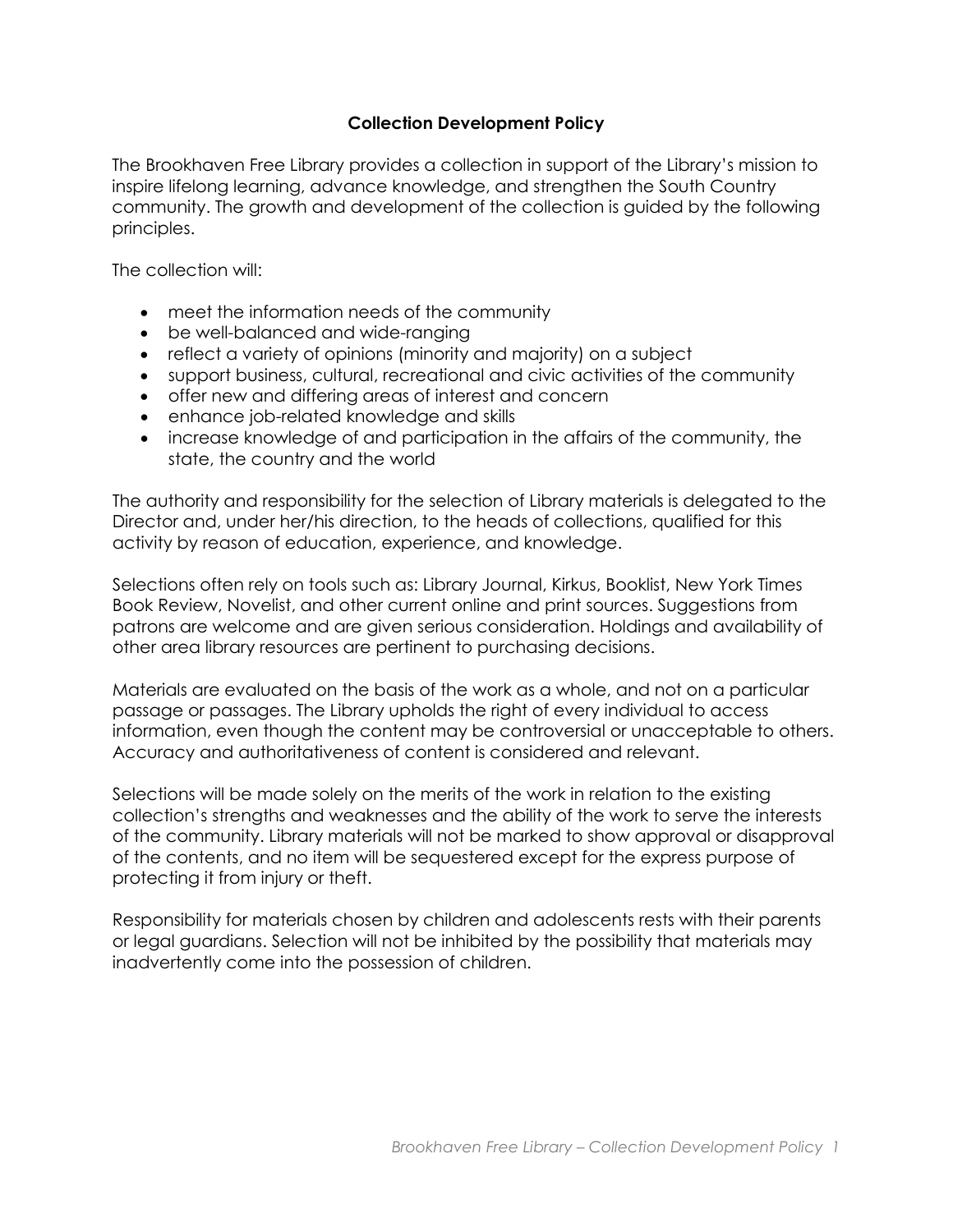# Collection Development Policy

The Brookhaven Free Library provides a collection in support of the Library's mission to inspire lifelong learning, advance knowledge, and strengthen the South Country community. The growth and development of the collection is guided by the following principles.

The collection will:

- meet the information needs of the community
- be well-balanced and wide-ranging
- reflect a variety of opinions (minority and majority) on a subject
- support business, cultural, recreational and civic activities of the community
- offer new and differing areas of interest and concern
- enhance job-related knowledge and skills
- increase knowledge of and participation in the affairs of the community, the state, the country and the world

The authority and responsibility for the selection of Library materials is delegated to the Director and, under her/his direction, to the heads of collections, qualified for this activity by reason of education, experience, and knowledge.

Selections often rely on tools such as: Library Journal, Kirkus, Booklist, New York Times Book Review, Novelist, and other current online and print sources. Suggestions from patrons are welcome and are given serious consideration. Holdings and availability of other area library resources are pertinent to purchasing decisions.

Materials are evaluated on the basis of the work as a whole, and not on a particular passage or passages. The Library upholds the right of every individual to access information, even though the content may be controversial or unacceptable to others. Accuracy and authoritativeness of content is considered and relevant.

Selections will be made solely on the merits of the work in relation to the existing collection's strengths and weaknesses and the ability of the work to serve the interests of the community. Library materials will not be marked to show approval or disapproval of the contents, and no item will be sequestered except for the express purpose of protecting it from injury or theft.

Responsibility for materials chosen by children and adolescents rests with their parents or legal guardians. Selection will not be inhibited by the possibility that materials may inadvertently come into the possession of children.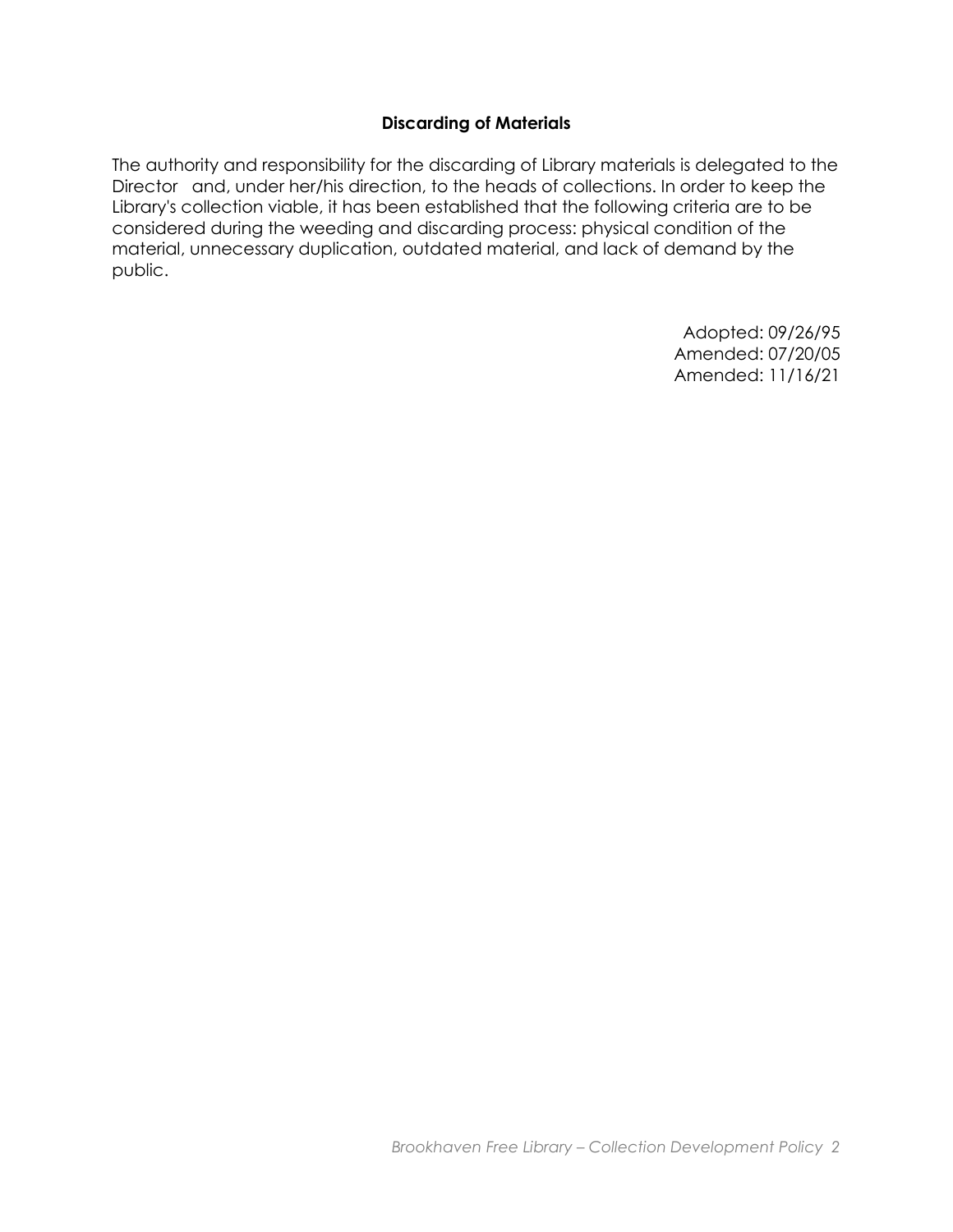## Discarding of Materials

The authority and responsibility for the discarding of Library materials is delegated to the Director and, under her/his direction, to the heads of collections. In order to keep the Library's collection viable, it has been established that the following criteria are to be considered during the weeding and discarding process: physical condition of the material, unnecessary duplication, outdated material, and lack of demand by the public.

Adopted: 09/26/95
Amended: 07/20/05
Amended: 11/16/21